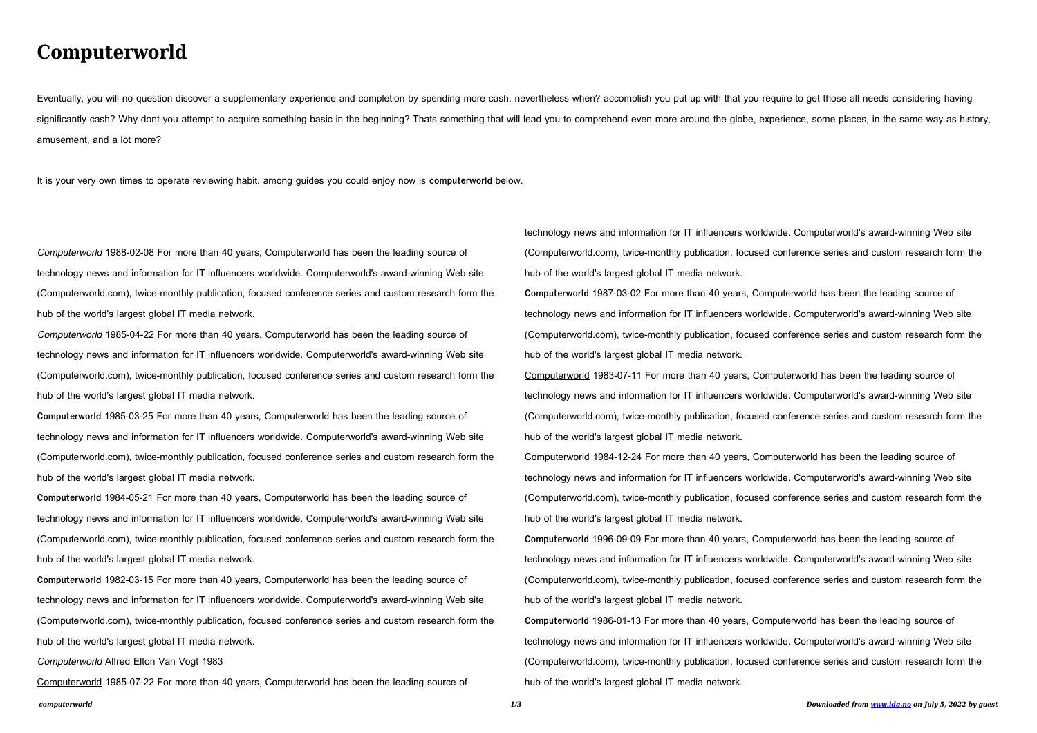# Computerworld

Eventually, you will no question discover a supplementary experience and completion by spending more cash. nevertheless when? accomplish you put up with that you require to get those all needs considering having significantly cash? Why dont you attempt to acquire something basic in the beginning? Thats something that will lead you to comprehend even more around the globe, experience, some places, in the same way as history, amusement, and a lot more?

It is your very own times to operate reviewing habit. among guides you could enjoy now is **computerworld** below.

*Computerworld* 1988-02-08 For more than 40 years, Computerworld has been the leading source of technology news and information for IT influencers worldwide. Computerworld's award-winning Web site (Computerworld.com), twice-monthly publication, focused conference series and custom research form the hub of the world's largest global IT media network.

*Computerworld* 1985-04-22 For more than 40 years, Computerworld has been the leading source of technology news and information for IT influencers worldwide. Computerworld's award-winning Web site (Computerworld.com), twice-monthly publication, focused conference series and custom research form the hub of the world's largest global IT media network.

**Computerworld** 1985-03-25 For more than 40 years, Computerworld has been the leading source of technology news and information for IT influencers worldwide. Computerworld's award-winning Web site (Computerworld.com), twice-monthly publication, focused conference series and custom research form the hub of the world's largest global IT media network.

**Computerworld** 1984-05-21 For more than 40 years, Computerworld has been the leading source of technology news and information for IT influencers worldwide. Computerworld's award-winning Web site (Computerworld.com), twice-monthly publication, focused conference series and custom research form the hub of the world's largest global IT media network.

**Computerworld** 1982-03-15 For more than 40 years, Computerworld has been the leading source of technology news and information for IT influencers worldwide. Computerworld's award-winning Web site (Computerworld.com), twice-monthly publication, focused conference series and custom research form the hub of the world's largest global IT media network.

*Computerworld* Alfred Elton Van Vogt 1983

Computerworld 1985-07-22 For more than 40 years, Computerworld has been the leading source of technology news and information for IT influencers worldwide. Computerworld's award-winning Web site (Computerworld.com), twice-monthly publication, focused conference series and custom research form the hub of the world's largest global IT media network.

**Computerworld** 1987-03-02 For more than 40 years, Computerworld has been the leading source of technology news and information for IT influencers worldwide. Computerworld's award-winning Web site (Computerworld.com), twice-monthly publication, focused conference series and custom research form the hub of the world's largest global IT media network.

Computerworld 1983-07-11 For more than 40 years, Computerworld has been the leading source of technology news and information for IT influencers worldwide. Computerworld's award-winning Web site (Computerworld.com), twice-monthly publication, focused conference series and custom research form the hub of the world's largest global IT media network.

Computerworld 1984-12-24 For more than 40 years, Computerworld has been the leading source of technology news and information for IT influencers worldwide. Computerworld's award-winning Web site (Computerworld.com), twice-monthly publication, focused conference series and custom research form the hub of the world's largest global IT media network.

**Computerworld** 1996-09-09 For more than 40 years, Computerworld has been the leading source of technology news and information for IT influencers worldwide. Computerworld's award-winning Web site (Computerworld.com), twice-monthly publication, focused conference series and custom research form the hub of the world's largest global IT media network.

**Computerworld** 1986-01-13 For more than 40 years, Computerworld has been the leading source of technology news and information for IT influencers worldwide. Computerworld's award-winning Web site (Computerworld.com), twice-monthly publication, focused conference series and custom research form the hub of the world's largest global IT media network.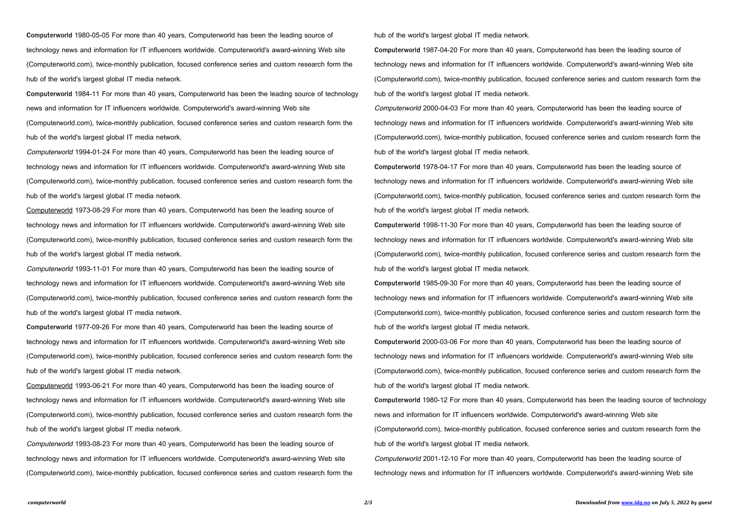**Computerworld** 1980-05-05 For more than 40 years, Computerworld has been the leading source of technology news and information for IT influencers worldwide. Computerworld's award-winning Web site (Computerworld.com), twice-monthly publication, focused conference series and custom research form the hub of the world's largest global IT media network.

**Computerworld** 1984-11 For more than 40 years, Computerworld has been the leading source of technology news and information for IT influencers worldwide. Computerworld's award-winning Web site (Computerworld.com), twice-monthly publication, focused conference series and custom research form the hub of the world's largest global IT media network.

*Computerworld* 1994-01-24 For more than 40 years, Computerworld has been the leading source of technology news and information for IT influencers worldwide. Computerworld's award-winning Web site (Computerworld.com), twice-monthly publication, focused conference series and custom research form the hub of the world's largest global IT media network.

Computerworld 1973-08-29 For more than 40 years, Computerworld has been the leading source of technology news and information for IT influencers worldwide. Computerworld's award-winning Web site (Computerworld.com), twice-monthly publication, focused conference series and custom research form the hub of the world's largest global IT media network.

*Computerworld* 1993-11-01 For more than 40 years, Computerworld has been the leading source of technology news and information for IT influencers worldwide. Computerworld's award-winning Web site (Computerworld.com), twice-monthly publication, focused conference series and custom research form the hub of the world's largest global IT media network.

**Computerworld** 1977-09-26 For more than 40 years, Computerworld has been the leading source of technology news and information for IT influencers worldwide. Computerworld's award-winning Web site (Computerworld.com), twice-monthly publication, focused conference series and custom research form the hub of the world's largest global IT media network.

Computerworld 1993-06-21 For more than 40 years, Computerworld has been the leading source of technology news and information for IT influencers worldwide. Computerworld's award-winning Web site (Computerworld.com), twice-monthly publication, focused conference series and custom research form the hub of the world's largest global IT media network.

*Computerworld* 1993-08-23 For more than 40 years, Computerworld has been the leading source of technology news and information for IT influencers worldwide. Computerworld's award-winning Web site (Computerworld.com), twice-monthly publication, focused conference series and custom research form the hub of the world's largest global IT media network.

**Computerworld** 1987-04-20 For more than 40 years, Computerworld has been the leading source of technology news and information for IT influencers worldwide. Computerworld's award-winning Web site (Computerworld.com), twice-monthly publication, focused conference series and custom research form the hub of the world's largest global IT media network.

*Computerworld* 2000-04-03 For more than 40 years, Computerworld has been the leading source of technology news and information for IT influencers worldwide. Computerworld's award-winning Web site (Computerworld.com), twice-monthly publication, focused conference series and custom research form the hub of the world's largest global IT media network.

**Computerworld** 1978-04-17 For more than 40 years, Computerworld has been the leading source of technology news and information for IT influencers worldwide. Computerworld's award-winning Web site (Computerworld.com), twice-monthly publication, focused conference series and custom research form the hub of the world's largest global IT media network.

**Computerworld** 1998-11-30 For more than 40 years, Computerworld has been the leading source of technology news and information for IT influencers worldwide. Computerworld's award-winning Web site (Computerworld.com), twice-monthly publication, focused conference series and custom research form the hub of the world's largest global IT media network.

**Computerworld** 1985-09-30 For more than 40 years, Computerworld has been the leading source of technology news and information for IT influencers worldwide. Computerworld's award-winning Web site (Computerworld.com), twice-monthly publication, focused conference series and custom research form the hub of the world's largest global IT media network.

**Computerworld** 2000-03-06 For more than 40 years, Computerworld has been the leading source of technology news and information for IT influencers worldwide. Computerworld's award-winning Web site (Computerworld.com), twice-monthly publication, focused conference series and custom research form the hub of the world's largest global IT media network.

**Computerworld** 1980-12 For more than 40 years, Computerworld has been the leading source of technology news and information for IT influencers worldwide. Computerworld's award-winning Web site (Computerworld.com), twice-monthly publication, focused conference series and custom research form the hub of the world's largest global IT media network.

*Computerworld* 2001-12-10 For more than 40 years, Computerworld has been the leading source of technology news and information for IT influencers worldwide. Computerworld's award-winning Web site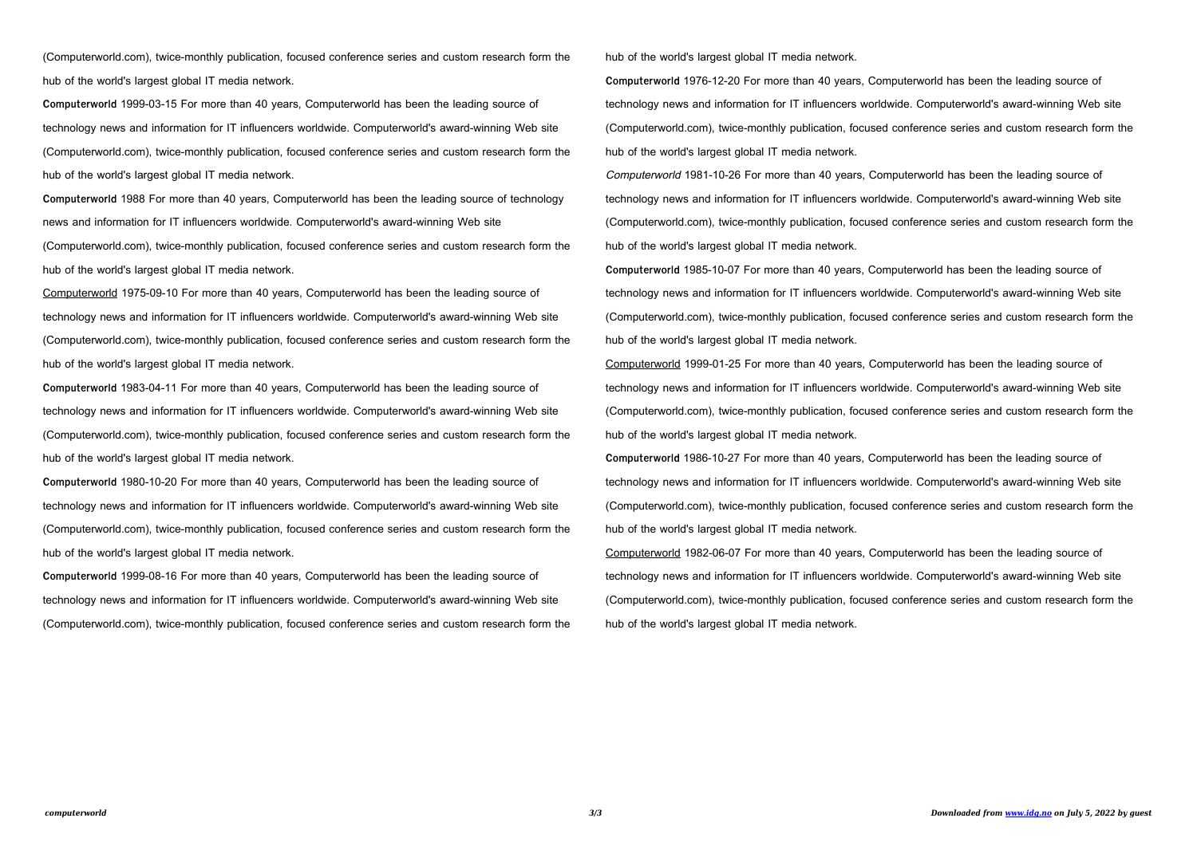(Computerworld.com), twice-monthly publication, focused conference series and custom research form the hub of the world's largest global IT media network.

**Computerworld** 1999-03-15 For more than 40 years, Computerworld has been the leading source of technology news and information for IT influencers worldwide. Computerworld's award-winning Web site (Computerworld.com), twice-monthly publication, focused conference series and custom research form the hub of the world's largest global IT media network.

**Computerworld** 1988 For more than 40 years, Computerworld has been the leading source of technology news and information for IT influencers worldwide. Computerworld's award-winning Web site (Computerworld.com), twice-monthly publication, focused conference series and custom research form the hub of the world's largest global IT media network.

Computerworld 1975-09-10 For more than 40 years, Computerworld has been the leading source of technology news and information for IT influencers worldwide. Computerworld's award-winning Web site (Computerworld.com), twice-monthly publication, focused conference series and custom research form the hub of the world's largest global IT media network.

**Computerworld** 1983-04-11 For more than 40 years, Computerworld has been the leading source of technology news and information for IT influencers worldwide. Computerworld's award-winning Web site (Computerworld.com), twice-monthly publication, focused conference series and custom research form the hub of the world's largest global IT media network.

**Computerworld** 1980-10-20 For more than 40 years, Computerworld has been the leading source of technology news and information for IT influencers worldwide. Computerworld's award-winning Web site (Computerworld.com), twice-monthly publication, focused conference series and custom research form the hub of the world's largest global IT media network.

**Computerworld** 1999-08-16 For more than 40 years, Computerworld has been the leading source of technology news and information for IT influencers worldwide. Computerworld's award-winning Web site (Computerworld.com), twice-monthly publication, focused conference series and custom research form the hub of the world's largest global IT media network.

**Computerworld** 1976-12-20 For more than 40 years, Computerworld has been the leading source of technology news and information for IT influencers worldwide. Computerworld's award-winning Web site (Computerworld.com), twice-monthly publication, focused conference series and custom research form the hub of the world's largest global IT media network.

*Computerworld* 1981-10-26 For more than 40 years, Computerworld has been the leading source of technology news and information for IT influencers worldwide. Computerworld's award-winning Web site (Computerworld.com), twice-monthly publication, focused conference series and custom research form the hub of the world's largest global IT media network.

**Computerworld** 1985-10-07 For more than 40 years, Computerworld has been the leading source of technology news and information for IT influencers worldwide. Computerworld's award-winning Web site (Computerworld.com), twice-monthly publication, focused conference series and custom research form the hub of the world's largest global IT media network.

Computerworld 1999-01-25 For more than 40 years, Computerworld has been the leading source of technology news and information for IT influencers worldwide. Computerworld's award-winning Web site (Computerworld.com), twice-monthly publication, focused conference series and custom research form the hub of the world's largest global IT media network.

**Computerworld** 1986-10-27 For more than 40 years, Computerworld has been the leading source of technology news and information for IT influencers worldwide. Computerworld's award-winning Web site (Computerworld.com), twice-monthly publication, focused conference series and custom research form the hub of the world's largest global IT media network.

Computerworld 1982-06-07 For more than 40 years, Computerworld has been the leading source of technology news and information for IT influencers worldwide. Computerworld's award-winning Web site (Computerworld.com), twice-monthly publication, focused conference series and custom research form the hub of the world's largest global IT media network.